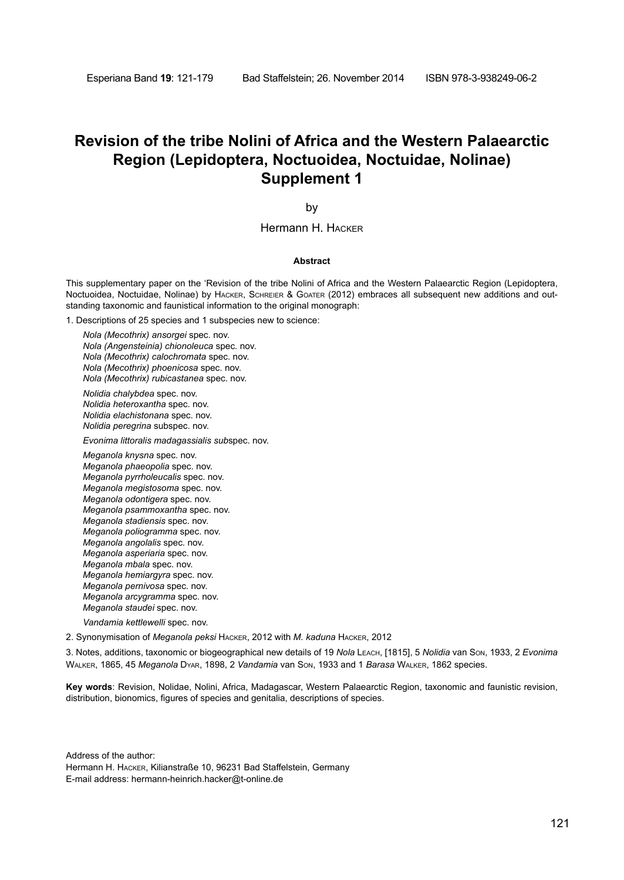# Revision of the tribe Nolini of Africa and the Western Palaearctic Region (Lepidoptera, Noctuoidea, Noctuidae, Nolinae) Supplement 1

by

Hermann H. Hacker

### Abstract

This supplementary paper on the 'Revision of the tribe Nolini of Africa and the Western Palaearctic Region (Lepidoptera, Noctuoidea, Noctuidae, Nolinae) by Hacker, Schreier & Goater (2012) embraces all subsequent new additions and outstanding taxonomic and faunistical information to the original monograph:

1. Descriptions of 25 species and 1 subspecies new to science:

*Nola (Mecothrix) ansorgei* spec. nov.
*Nola (Angensteinia) chionoleuca* spec. nov.
*Nola (Mecothrix) calochromata* spec. nov.
*Nola (Mecothrix) phoenicosa* spec. nov.
*Nola (Mecothrix) rubicastanea* spec. nov.

*Nolidia chalybdea* spec. nov.
*Nolidia heteroxantha* spec. nov.
*Nolidia elachistonana* spec. nov.
*Nolidia peregrina* subspec. nov.

*Evonima littoralis madagassialis sub*spec. nov.

*Meganola knysna* spec. nov.
*Meganola phaeopolia* spec. nov.
*Meganola pyrrholeucalis* spec. nov.
*Meganola megistosoma* spec. nov.
*Meganola odontigera* spec. nov.
*Meganola psammoxantha* spec. nov.
*Meganola stadiensis* spec. nov.
*Meganola poliogramma* spec. nov.
*Meganola angolalis* spec. nov.
*Meganola asperiaria* spec. nov.
*Meganola mbala* spec. nov.
*Meganola hemiargyra* spec. nov.
*Meganola pernivosa* spec. nov.
*Meganola arcygramma* spec. nov.
*Meganola staudei* spec. nov.

*Vandamia kettlewelli* spec. nov.

2. Synonymisation of *Meganola peksi* Hacker, 2012 with *M. kaduna* Hacker, 2012

3. Notes, additions, taxonomic or biogeographical new details of 19 *Nola* Leach, [1815], 5 *Nolidia* van Son, 1933, 2 *Evonima* Walker, 1865, 45 *Meganola* Dyar, 1898, 2 *Vandamia* van Son, 1933 and 1 *Barasa* Walker, 1862 species.

**Key words**: Revision, Nolidae, Nolini, Africa, Madagascar, Western Palaearctic Region, taxonomic and faunistic revision, distribution, bionomics, figures of species and genitalia, descriptions of species.

Address of the author:
Hermann H. Hacker, Kilianstraße 10, 96231 Bad Staffelstein, Germany
E-mail address: hermann-heinrich.hacker@t-online.de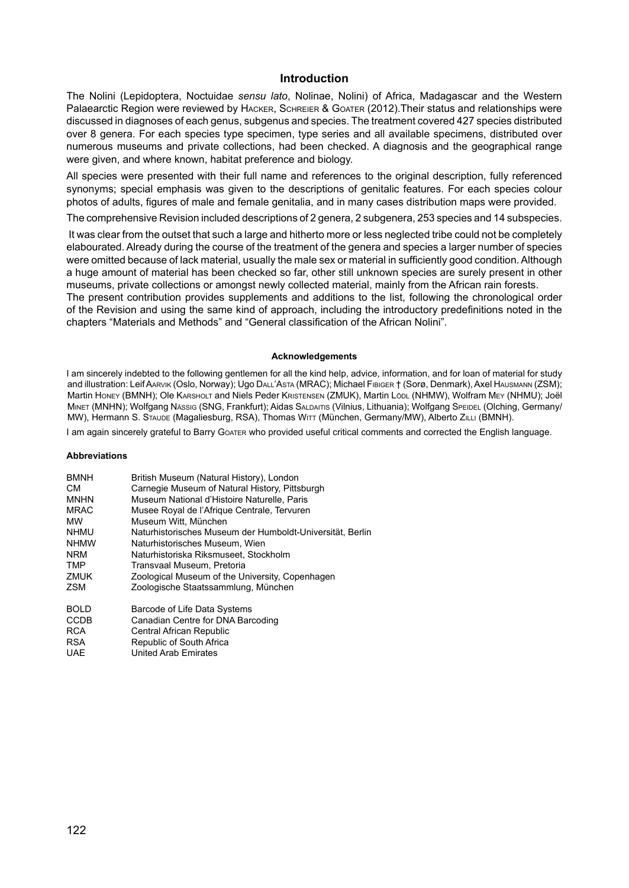## Introduction

The Nolini (Lepidoptera, Noctuidae *sensu lato*, Nolinae, Nolini) of Africa, Madagascar and the Western Palaearctic Region were reviewed by Hacker, Schreier & Goater (2012).Their status and relationships were discussed in diagnoses of each genus, subgenus and species. The treatment covered 427 species distributed over 8 genera. For each species type specimen, type series and all available specimens, distributed over numerous museums and private collections, had been checked. A diagnosis and the geographical range were given, and where known, habitat preference and biology.

All species were presented with their full name and references to the original description, fully referenced synonyms; special emphasis was given to the descriptions of genitalic features. For each species colour photos of adults, figures of male and female genitalia, and in many cases distribution maps were provided.

The comprehensive Revision included descriptions of 2 genera, 2 subgenera, 253 species and 14 subspecies.

It was clear from the outset that such a large and hitherto more or less neglected tribe could not be completely elabourated. Already during the course of the treatment of the genera and species a larger number of species were omitted because of lack material, usually the male sex or material in sufficiently good condition. Although a huge amount of material has been checked so far, other still unknown species are surely present in other museums, private collections or amongst newly collected material, mainly from the African rain forests.

The present contribution provides supplements and additions to the list, following the chronological order of the Revision and using the same kind of approach, including the introductory predefinitions noted in the chapters "Materials and Methods" and "General classification of the African Nolini".

#### Acknowledgements

I am sincerely indebted to the following gentlemen for all the kind help, advice, information, and for loan of material for study and illustration: Leif Aarvik (Oslo, Norway); Ugo Dall'Asta (MRAC); Michael Fibiger † (Sorø, Denmark), Axel Hausmann (ZSM); Martin Honey (BMNH); Ole Karsholt and Niels Peder Kristensen (ZMUK), Martin Lödl (NHMW), Wolfram Mey (NHMU); Joël Minet (MNHN); Wolfgang Nässig (SNG, Frankfurt); Aidas Saldaitis (Vilnius, Lithuania); Wolfgang Speidel (Olching, Germany/ MW), Hermann S. Staude (Magaliesburg, RSA), Thomas Witt (München, Germany/MW), Alberto Zilli (BMNH).

I am again sincerely grateful to Barry Goater who provided useful critical comments and corrected the English language.

#### Abbreviations

| | |
|---|---|
| BMNH | British Museum (Natural History), London |
| CM | Carnegie Museum of Natural History, Pittsburgh |
| MNHN | Museum National d'Histoire Naturelle, Paris |
| MRAC | Musee Royal de l'Afrique Centrale, Tervuren |
| MW | Museum Witt, München |
| NHMU | Naturhistorisches Museum der Humboldt-Universität, Berlin |
| NHMW | Naturhistorisches Museum, Wien |
| NRM | Naturhistoriska Riksmuseet, Stockholm |
| TMP | Transvaal Museum, Pretoria |
| ZMUK | Zoological Museum of the University, Copenhagen |
| ZSM | Zoologische Staatssammlung, München |
| BOLD | Barcode of Life Data Systems |
| CCDB | Canadian Centre for DNA Barcoding |
| RCA | Central African Republic |
| RSA | Republic of South Africa |
| UAE | United Arab Emirates |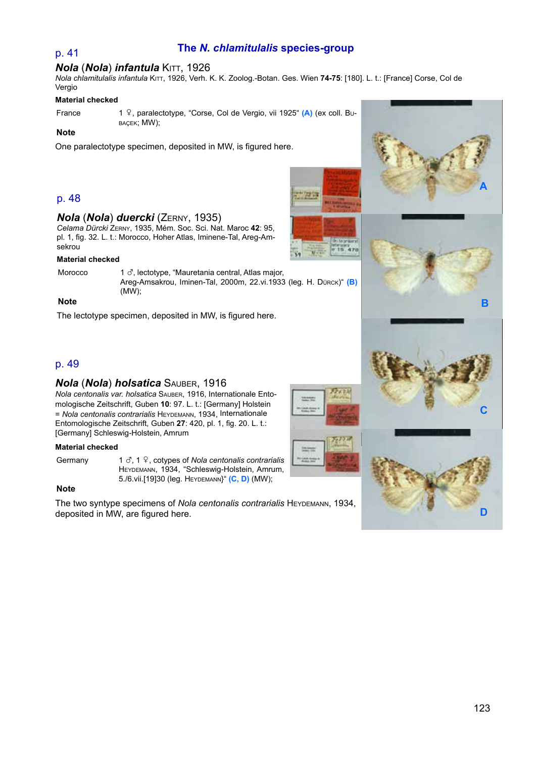## The *N. chlamitulalis* species-group

p. 41

### ***Nola* (*Nola*) *infantula*** Kitt, 1926

*Nola chlamitulalis infantula* Kitt, 1926, Verh. K. K. Zoolog.-Botan. Ges. Wien **74-75**: [180]. L. t.: [France] Corse, Col de Vergio

**Material checked**

France 1 ♀, paralectotype, "Corse, Col de Vergio, vii 1925" **(A)** (ex coll. Bubaçek; MW);

**Note**

One paralectotype specimen, deposited in MW, is figured here.

p. 48

### ***Nola* (*Nola*) *duercki*** (Zerny, 1935)

*Celama Dürcki* Zerny, 1935, Mém. Soc. Sci. Nat. Maroc **42**: 95, pl. 1, fig. 32. L. t.: Morocco, Hoher Atlas, Iminene-Tal, Areg-Amsekrou

**Material checked**

Morocco 1 ♂, lectotype, "Mauretania central, Atlas major, Areg-Amsakrou, Iminen-Tal, 2000m, 22.vi.1933 (leg. H. Dürck)" **(B)** (MW);

**Note**

The lectotype specimen, deposited in MW, is figured here.

p. 49

### ***Nola* (*Nola*) *holsatica*** Sauber, 1916

*Nola centonalis var. holsatica* Sauber, 1916, Internationale Entomologische Zeitschrift, Guben **10**: 97. L. t.: [Germany] Holstein
= *Nola centonalis contrarialis* Heydemann, 1934, Internationale Entomologische Zeitschrift, Guben **27**: 420, pl. 1, fig. 20. L. t.: [Germany] Schleswig-Holstein, Amrum

**Material checked**

Germany 1 ♂, 1 ♀, cotypes of *Nola centonalis contrarialis* Heydemann, 1934, "Schleswig-Holstein, Amrum, 5./6.vii.[19]30 (leg. Heydemann)" **(C, D)** (MW);

**Note**

The two syntype specimens of *Nola centonalis contrarialis* Heydemann, 1934, deposited in MW, are figured here.

A

B

C

D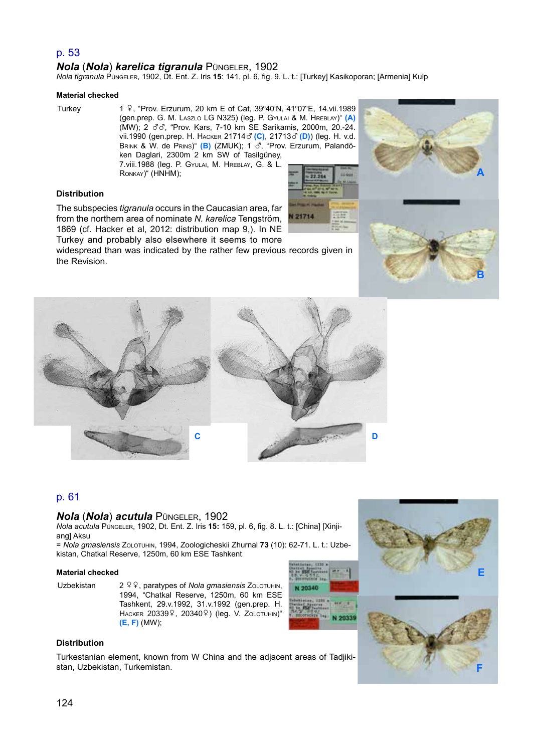p. 53

### ***Nola* (*Nola*) *karelica tigranula*** Püngeler, 1902

*Nola tigranula* Püngeler, 1902, Dt. Ent. Z. Iris **15**: 141, pl. 6, fig. 9. L. t.: [Turkey] Kasikoporan; [Armenia] Kulp

#### Material checked

Turkey 1 ♀, "Prov. Erzurum, 20 km E of Cat, 39°40'N, 41°07'E, 14.vii.1989 (gen.prep. G. M. Laszlo LG N325) (leg. P. Gyulai & M. Hreblay)" **(A)** (MW); 2 ♂♂, "Prov. Kars, 7-10 km SE Sarikamis, 2000m, 20.-24. vii.1990 (gen.prep. H. Hacker 21714♂ **(C)**, 21713♂ **(D)**) (leg. H. v.d. Brink & W. de Prins)" **(B)** (ZMUK); 1 ♂, "Prov. Erzurum, Palandöken Daglari, 2300m 2 km SW of Tasilgüney, 7.viii.1988 (leg. P. Gyulai, M. Hreblay, G. & L. Ronkay)" (HNHM);

#### Distribution

The subspecies *tigranula* occurs in the Caucasian area, far from the northern area of nominate *N. karelica* Tengström, 1869 (cf. Hacker et al, 2012: distribution map 9,). In NE Turkey and probably also elsewhere it seems to more widespread than was indicated by the rather few previous records given in the Revision.

A

B

C

D

p. 61

### ***Nola* (*Nola*) *acutula*** Püngeler, 1902

*Nola acutula* Püngeler, 1902, Dt. Ent. Z. Iris **15:** 159, pl. 6, fig. 8. L. t.: [China] [Xinjiang] Aksu

= *Nola gmasiensis* Zolotuhin, 1994, Zoologicheskii Zhurnal **73** (10): 62-71. L. t.: Uzbekistan, Chatkal Reserve, 1250m, 60 km ESE Tashkent

#### Material checked

Uzbekistan 2 ♀♀, paratypes of *Nola gmasiensis* Zolotuhin, 1994, "Chatkal Reserve, 1250m, 60 km ESE Tashkent, 29.v.1992, 31.v.1992 (gen.prep. H. Hacker 20339♀, 20340♀) (leg. V. Zolotuhin)" **(E, F)** (MW);

#### Distribution

Turkestanian element, known from W China and the adjacent areas of Tadjikistan, Uzbekistan, Turkemistan.

E

F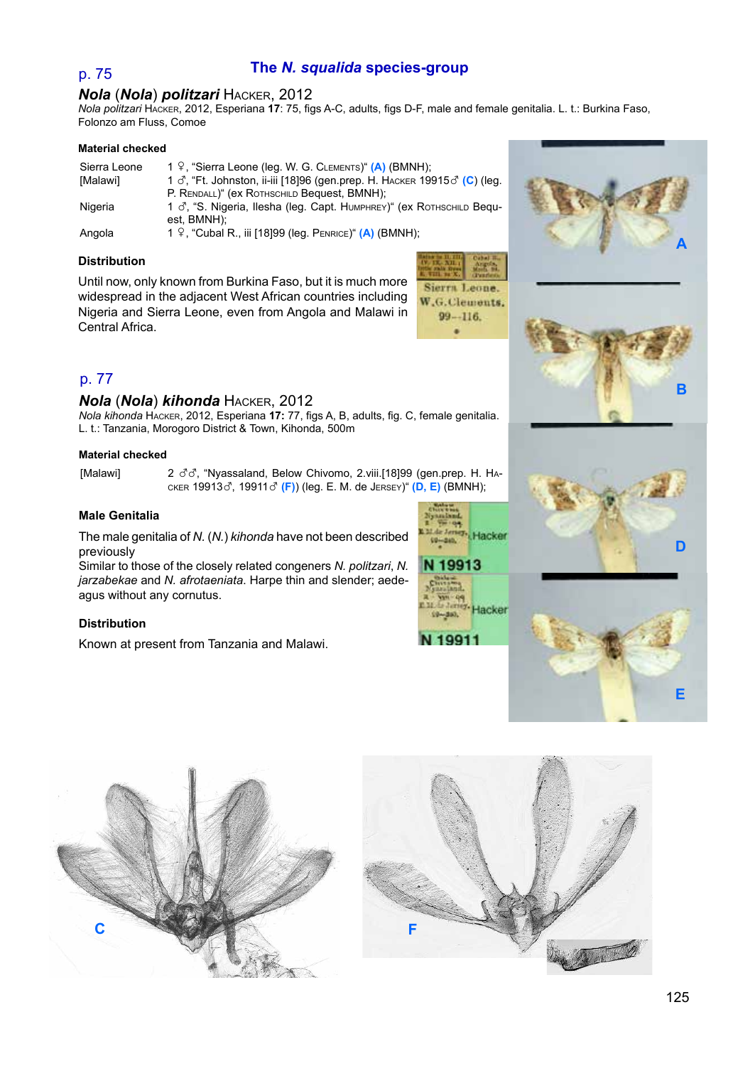## The *N. squalida* species-group

p. 75

### ***Nola* (*Nola*) *politzari*** Hacker, 2012

*Nola politzari* Hacker, 2012, Esperiana **17**: 75, figs A-C, adults, figs D-F, male and female genitalia. L. t.: Burkina Faso, Folonzo am Fluss, Comoe

**Material checked**

| | |
|---|---|
| Sierra Leone | 1 ♀, "Sierra Leone (leg. W. G. Clements)" **(A)** (BMNH); |
| [Malawi] | 1 ♂, "Ft. Johnston, ii-iii [18]96 (gen.prep. H. Hacker 19915♂ **(C)**) (leg. P. Rendall)" (ex Rothschild Bequest, BMNH); |
| Nigeria | 1 ♂, "S. Nigeria, Ilesha (leg. Capt. Humphrey)" (ex Rothschild Bequest, BMNH); |
| Angola | 1 ♀, "Cubal R., iii [18]99 (leg. Penrice)" **(A)** (BMNH); |

**Distribution**

Until now, only known from Burkina Faso, but it is much more widespread in the adjacent West African countries including Nigeria and Sierra Leone, even from Angola and Malawi in Central Africa.

p. 77

### ***Nola* (*Nola*) *kihonda*** Hacker, 2012

*Nola kihonda* Hacker, 2012, Esperiana **17:** 77, figs A, B, adults, fig. C, female genitalia. L. t.: Tanzania, Morogoro District & Town, Kihonda, 500m

**Material checked**

| | |
|---|---|
| [Malawi] | 2 ♂♂, "Nyassaland, Below Chivomo, 2.viii.[18]99 (gen.prep. H. Hacker 19913♂, 19911♂ **(F)**) (leg. E. M. de Jersey)" **(D, E)** (BMNH); |

**Male Genitalia**

The male genitalia of *N.* (*N.*) *kihonda* have not been described previously

Similar to those of the closely related congeners *N. politzari*, *N. jarzabekae* and *N. afrotaeniata*. Harpe thin and slender; aedeagus without any cornutus.

**Distribution**

Known at present from Tanzania and Malawi.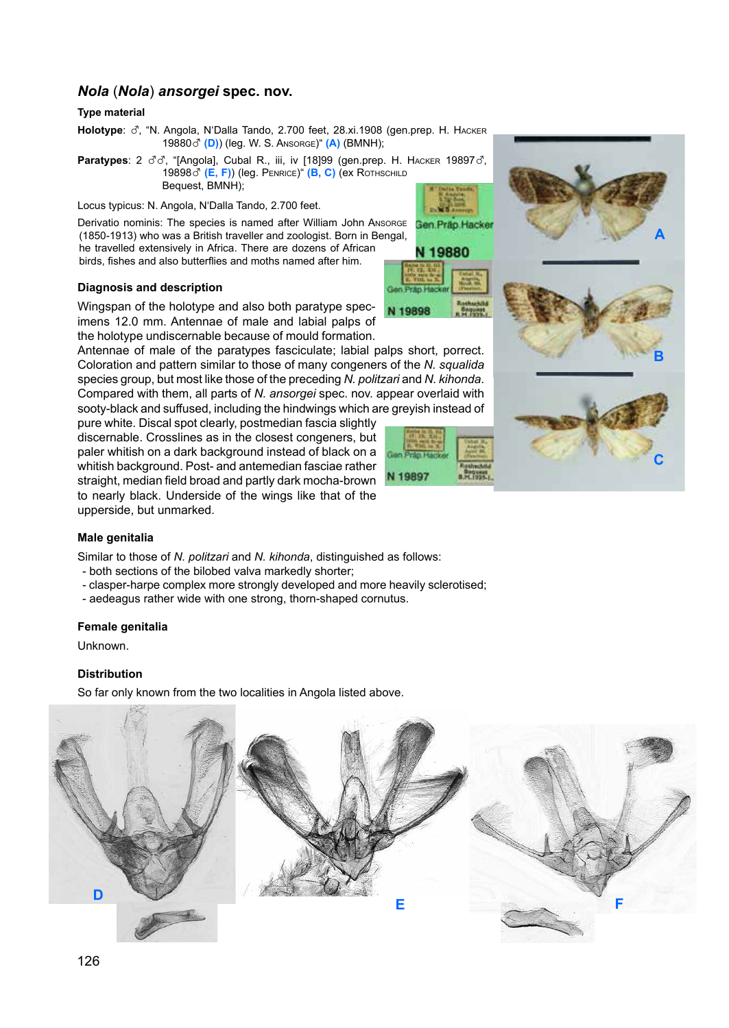## *Nola* (*Nola*) *ansorgei* spec. nov.

### Type material

**Holotype**: ♂, "N. Angola, N'Dalla Tando, 2.700 feet, 28.xi.1908 (gen.prep. H. Hacker 19880♂ **(D)**) (leg. W. S. Ansorge)" **(A)** (BMNH);

**Paratypes**: 2 ♂♂, "[Angola], Cubal R., iii, iv [18]99 (gen.prep. H. Hacker 19897♂, 19898♂ **(E, F)**) (leg. Penrice)" **(B, C)** (ex Rothschild Bequest, BMNH);

Locus typicus: N. Angola, N'Dalla Tando, 2.700 feet.

Derivatio nominis: The species is named after William John Ansorge (1850-1913) who was a British traveller and zoologist. Born in Bengal, he travelled extensively in Africa. There are dozens of African birds, fishes and also butterflies and moths named after him.

### Diagnosis and description

Wingspan of the holotype and also both paratype specimens 12.0 mm. Antennae of male and labial palps of the holotype undiscernable because of mould formation. Antennae of male of the paratypes fasciculate; labial palps short, porrect. Coloration and pattern similar to those of many congeners of the *N. squalida* species group, but most like those of the preceding *N. politzari* and *N. kihonda*. Compared with them, all parts of *N. ansorgei* spec. nov. appear overlaid with sooty-black and suffused, including the hindwings which are greyish instead of pure white. Discal spot clearly, postmedian fascia slightly discernable. Crosslines as in the closest congeners, but paler whitish on a dark background instead of black on a whitish background. Post- and antemedian fasciae rather straight, median field broad and partly dark mocha-brown to nearly black. Underside of the wings like that of the upperside, but unmarked.

### Male genitalia

Similar to those of *N. politzari* and *N. kihonda*, distinguished as follows:
- both sections of the bilobed valva markedly shorter;
- clasper-harpe complex more strongly developed and more heavily sclerotised;
- aedeagus rather wide with one strong, thorn-shaped cornutus.

### Female genitalia

Unknown.

### Distribution

So far only known from the two localities in Angola listed above.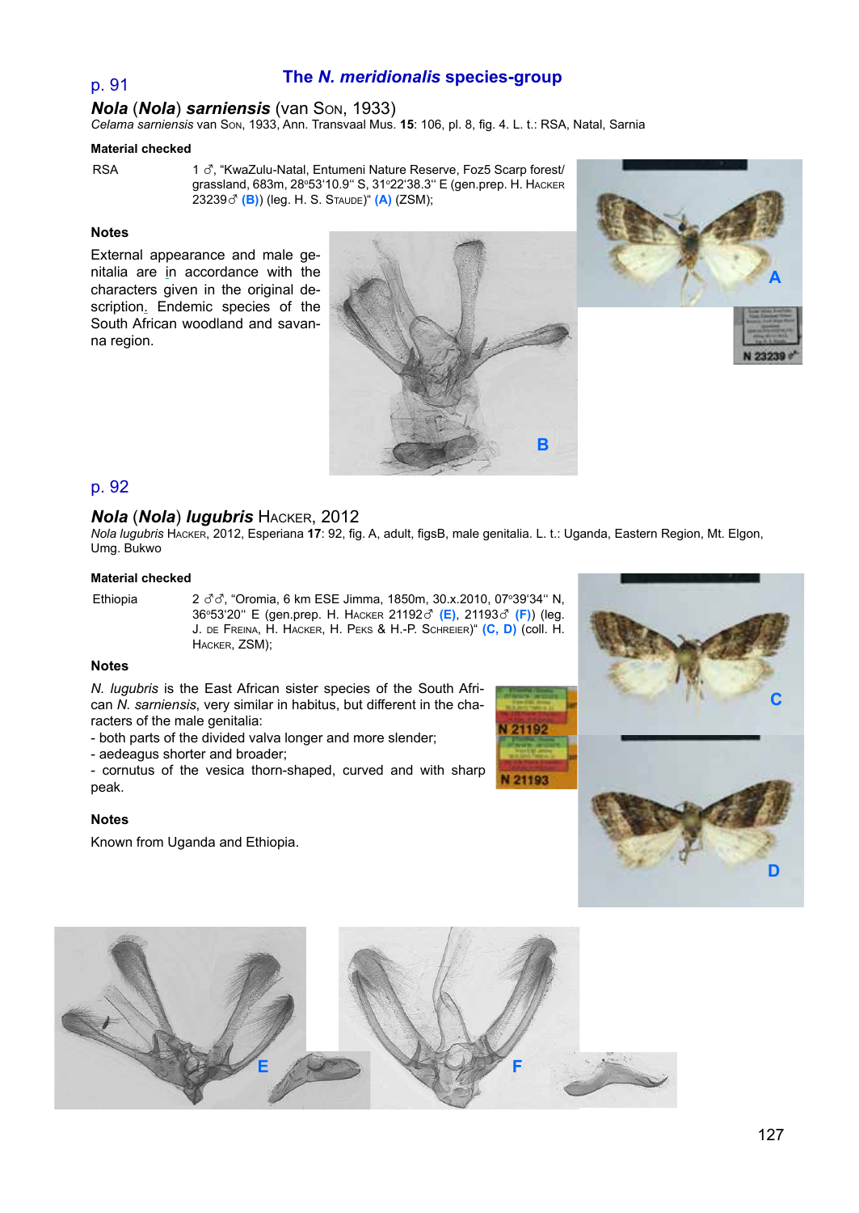## The *N. meridionalis* species-group

p. 91

### *Nola* (*Nola*) *sarniensis* (van Son, 1933)

*Celama sarniensis* van Son, 1933, Ann. Transvaal Mus. **15**: 106, pl. 8, fig. 4. L. t.: RSA, Natal, Sarnia

**Material checked**

RSA 1 ♂, "KwaZulu-Natal, Entumeni Nature Reserve, Foz5 Scarp forest/ grassland, 683m, 28°53'10.9" S, 31°22'38.3" E (gen.prep. H. Hacker 23239♂ **(B)**) (leg. H. S. Staude)" **(A)** (ZSM);

**Notes**

External appearance and male genitalia are in accordance with the characters given in the original description. Endemic species of the South African woodland and savanna region.

p. 92

### *Nola* (*Nola*) *lugubris* Hacker, 2012

*Nola lugubris* Hacker, 2012, Esperiana **17**: 92, fig. A, adult, figsB, male genitalia. L. t.: Uganda, Eastern Region, Mt. Elgon, Umg. Bukwo

**Material checked**

Ethiopia 2 ♂♂, "Oromia, 6 km ESE Jimma, 1850m, 30.x.2010, 07°39'34" N, 36°53'20" E (gen.prep. H. Hacker 21192♂ **(E)**, 21193♂ **(F)**) (leg. J. de Freina, H. Hacker, H. Peks & H.-P. Schreier)" **(C, D)** (coll. H. Hacker, ZSM);

**Notes**

*N. lugubris* is the East African sister species of the South African *N. sarniensis*, very similar in habitus, but different in the characters of the male genitalia:

- both parts of the divided valva longer and more slender;
- aedeagus shorter and broader;
- cornutus of the vesica thorn-shaped, curved and with sharp peak.

**Notes**

Known from Uganda and Ethiopia.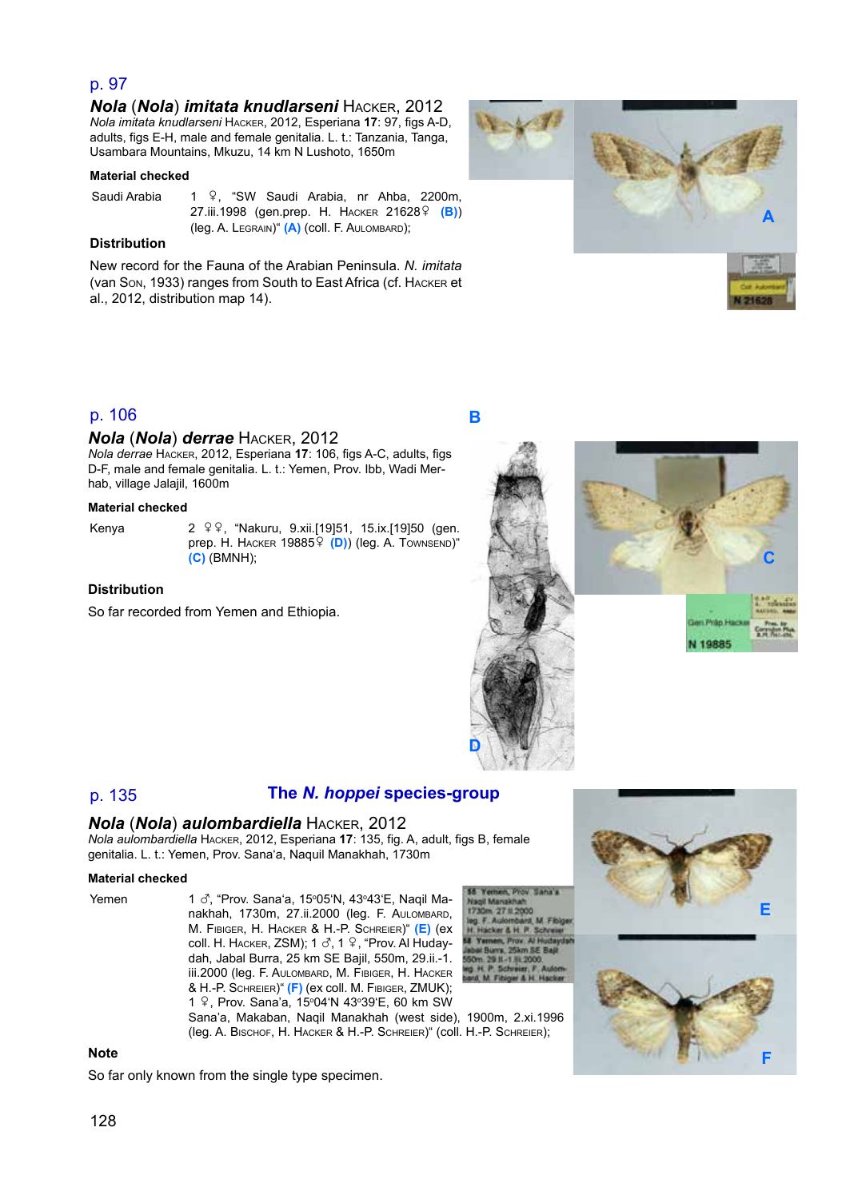p. 97

### *Nola* (*Nola*) *imitata knudlarseni* HACKER, 2012

*Nola imitata knudlarseni* HACKER, 2012, Esperiana **17**: 97, figs A-D, adults, figs E-H, male and female genitalia. L. t.: Tanzania, Tanga, Usambara Mountains, Mkuzu, 14 km N Lushoto, 1650m

**Material checked**

Saudi Arabia 1 ♀, "SW Saudi Arabia, nr Ahba, 2200m, 27.iii.1998 (gen.prep. H. HACKER 21628♀ **(B)**) (leg. A. LEGRAIN)" **(A)** (coll. F. AULOMBARD);

**Distribution**

New record for the Fauna of the Arabian Peninsula. *N. imitata* (van SON, 1933) ranges from South to East Africa (cf. HACKER et al., 2012, distribution map 14).

p. 106

### *Nola* (*Nola*) *derrae* HACKER, 2012

*Nola derrae* HACKER, 2012, Esperiana **17**: 106, figs A-C, adults, figs D-F, male and female genitalia. L. t.: Yemen, Prov. Ibb, Wadi Merhab, village Jalajil, 1600m

**Material checked**

Kenya 2 ♀♀, "Nakuru, 9.xii.[19]51, 15.ix.[19]50 (gen. prep. H. HACKER 19885♀ **(D)**) (leg. A. TOWNSEND)" **(C)** (BMNH);

**Distribution**

So far recorded from Yemen and Ethiopia.

p. 135

## The *N. hoppei* species-group

### *Nola* (*Nola*) *aulombardiella* HACKER, 2012

*Nola aulombardiella* HACKER, 2012, Esperiana **17**: 135, fig. A, adult, figs B, female genitalia. L. t.: Yemen, Prov. Sana'a, Naquil Manakhah, 1730m

**Material checked**

Yemen 1 ♂, "Prov. Sana'a, 15°05'N, 43°43'E, Naqil Manakhah, 1730m, 27.ii.2000 (leg. F. AULOMBARD, M. FIBIGER, H. HACKER & H.-P. SCHREIER)" **(E)** (ex coll. H. HACKER, ZSM); 1 ♂, 1 ♀, "Prov. Al Hudaydah, Jabal Burra, 25 km SE Bajil, 550m, 29.ii.-1.iii.2000 (leg. F. AULOMBARD, M. FIBIGER, H. HACKER & H.-P. SCHREIER)" **(F)** (ex coll. M. FIBIGER, ZMUK); 1 ♀, Prov. Sana'a, 15°04'N 43°39'E, 60 km SW Sana'a, Makaban, Naqil Manakhah (west side), 1900m, 2.xi.1996 (leg. A. BISCHOF, H. HACKER & H.-P. SCHREIER)" (coll. H.-P. SCHREIER);

**Note**

So far only known from the single type specimen.